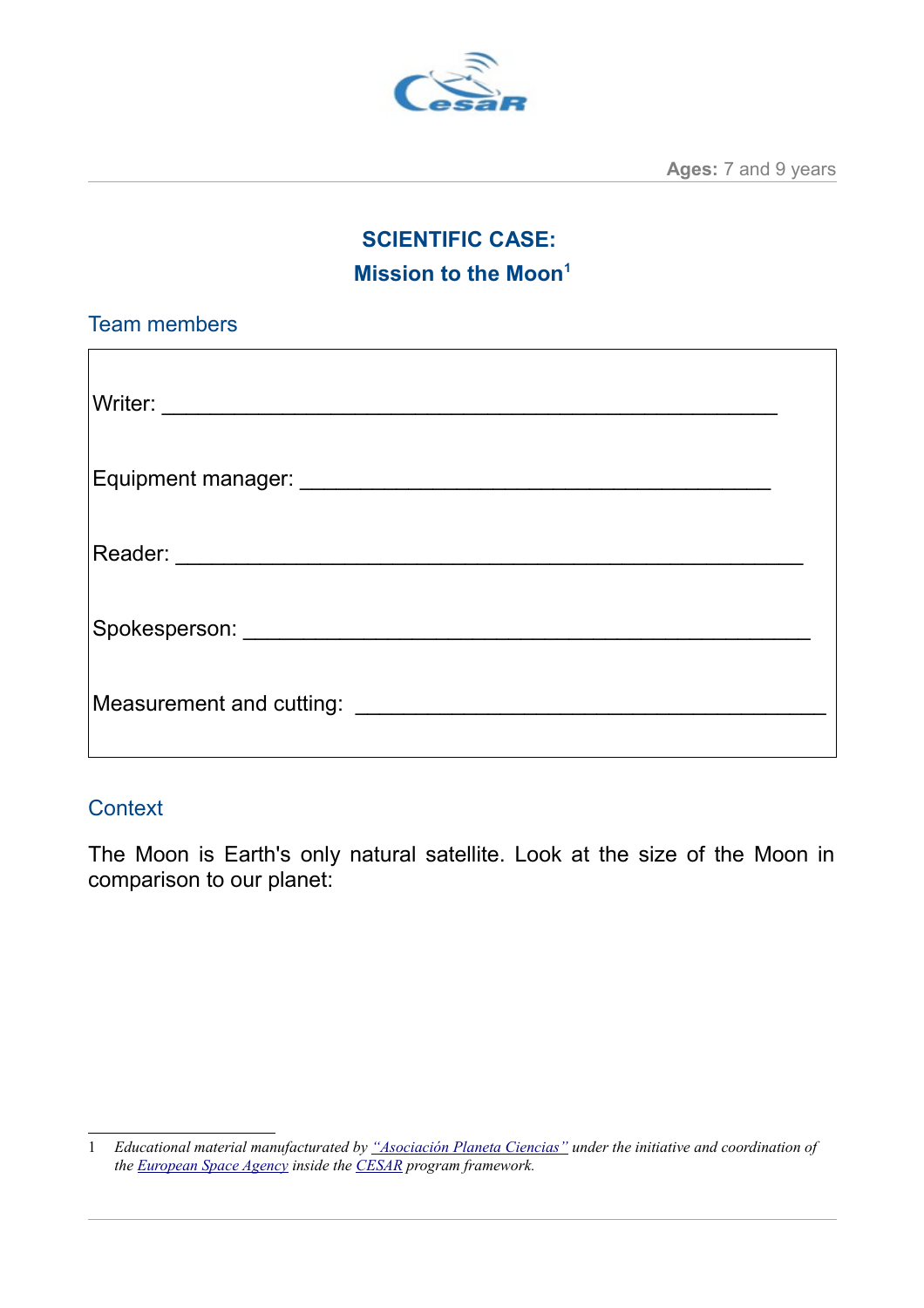**Ages:** 7 and 9 years

# SCIENTIFIC CASE:

# Mission to the Moon[1]

## Team members

Writer: ___________________________________________________

Equipment manager: _______________________________________

Reader: ____________________________________________________

Spokesperson: _______________________________________________

Measurement and cutting: _______________________________________

## Context

The Moon is Earth's only natural satellite. Look at the size of the Moon in comparison to our planet:

---

1 *Educational material manufactured by "Asociación Planeta Ciencias" under the initiative and coordination of the European Space Agency inside the CESAR program framework.*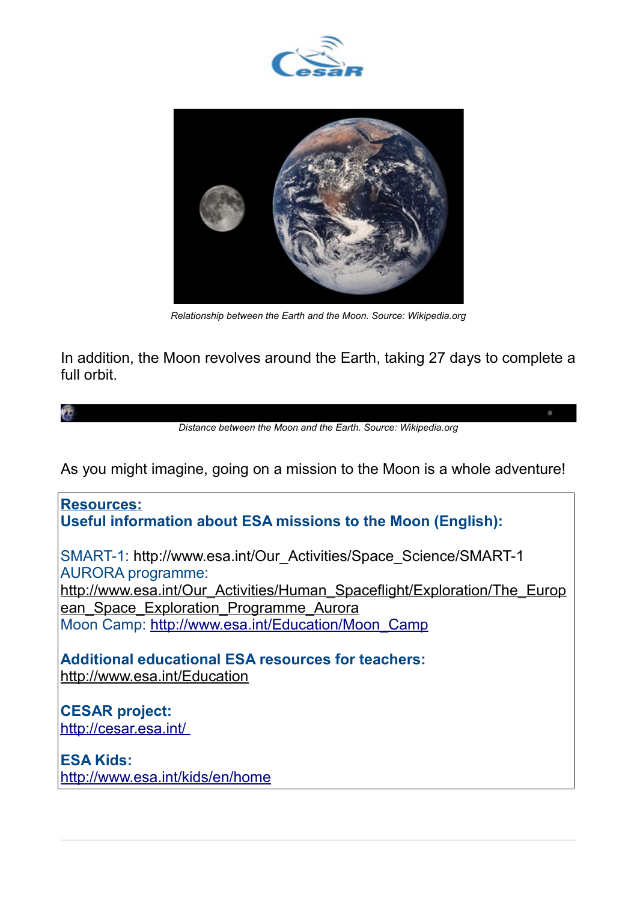*Relationship between the Earth and the Moon. Source: Wikipedia.org*

In addition, the Moon revolves around the Earth, taking 27 days to complete a full orbit.

*Distance between the Moon and the Earth. Source: Wikipedia.org*

As you might imagine, going on a mission to the Moon is a whole adventure!

**Resources:**
**Useful information about ESA missions to the Moon (English):**

SMART-1: http://www.esa.int/Our_Activities/Space_Science/SMART-1
AURORA programme:
http://www.esa.int/Our_Activities/Human_Spaceflight/Exploration/The_European_Space_Exploration_Programme_Aurora
Moon Camp: http://www.esa.int/Education/Moon_Camp

**Additional educational ESA resources for teachers:**
http://www.esa.int/Education

**CESAR project:**
http://cesar.esa.int/

**ESA Kids:**
http://www.esa.int/kids/en/home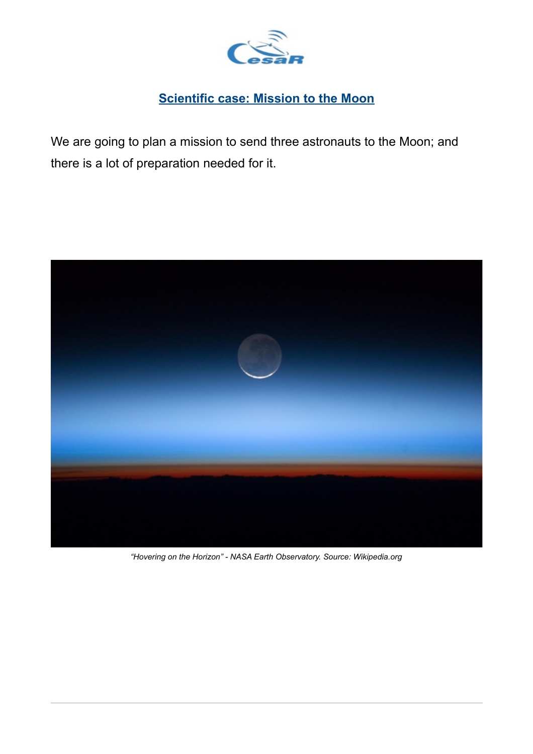## Scientific case: Mission to the Moon

We are going to plan a mission to send three astronauts to the Moon; and there is a lot of preparation needed for it.

*"Hovering on the Horizon" - NASA Earth Observatory. Source: Wikipedia.org*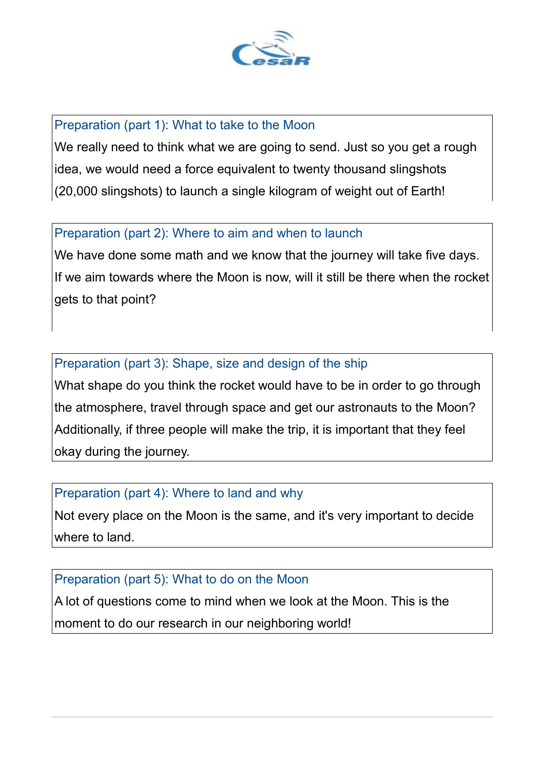## Preparation (part 1): What to take to the Moon

We really need to think what we are going to send. Just so you get a rough idea, we would need a force equivalent to twenty thousand slingshots (20,000 slingshots) to launch a single kilogram of weight out of Earth!

## Preparation (part 2): Where to aim and when to launch

We have done some math and we know that the journey will take five days. If we aim towards where the Moon is now, will it still be there when the rocket gets to that point?

## Preparation (part 3): Shape, size and design of the ship

What shape do you think the rocket would have to be in order to go through the atmosphere, travel through space and get our astronauts to the Moon? Additionally, if three people will make the trip, it is important that they feel okay during the journey.

## Preparation (part 4): Where to land and why

Not every place on the Moon is the same, and it's very important to decide where to land.

## Preparation (part 5): What to do on the Moon

A lot of questions come to mind when we look at the Moon. This is the moment to do our research in our neighboring world!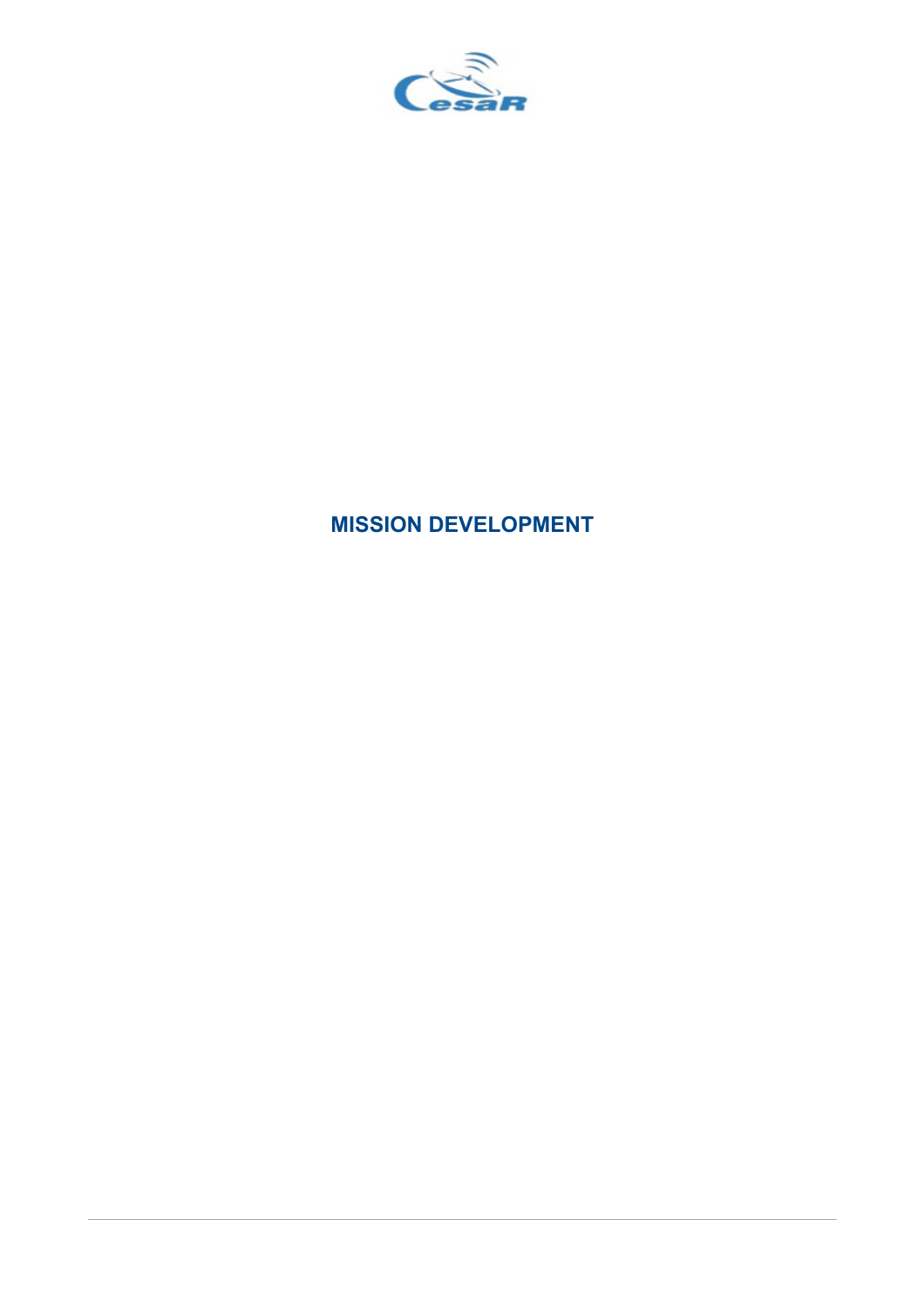# MISSION DEVELOPMENT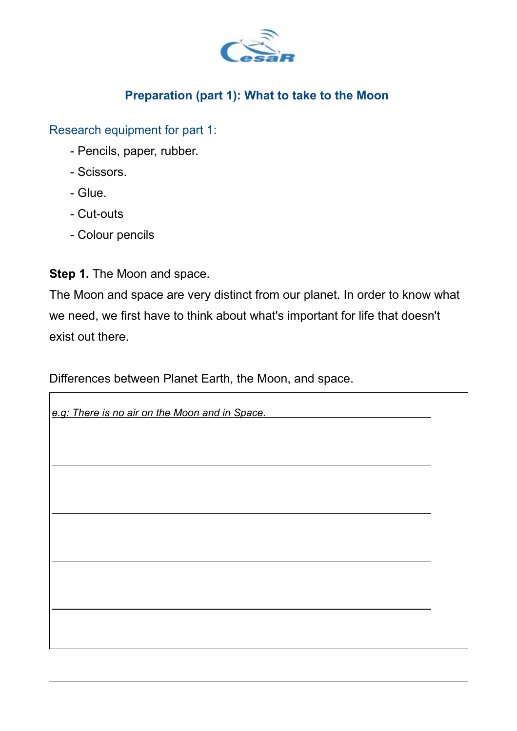## Preparation (part 1): What to take to the Moon

Research equipment for part 1:

- Pencils, paper, rubber.
- Scissors.
- Glue.
- Cut-outs
- Colour pencils

**Step 1.** The Moon and space.

The Moon and space are very distinct from our planet. In order to know what we need, we first have to think about what's important for life that doesn't exist out there.

Differences between Planet Earth, the Moon, and space.

*e.g: There is no air on the Moon and in Space.*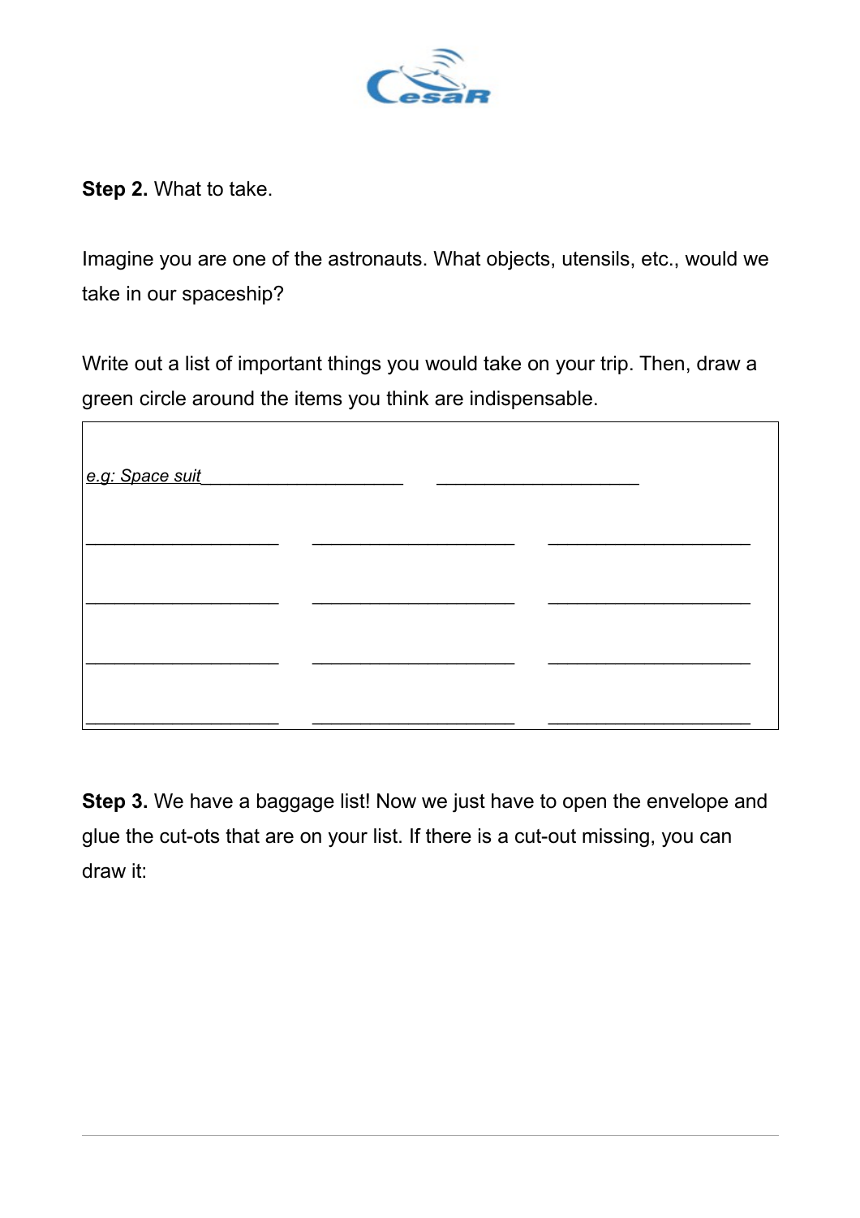**Step 2.** What to take.

Imagine you are one of the astronauts. What objects, utensils, etc., would we take in our spaceship?

Write out a list of important things you would take on your trip. Then, draw a green circle around the items you think are indispensable.

| | | |
|---|---|---|
| *e.g: Space suit*____________________ | ____________________ | |
| ____________________ | ____________________ | ____________________ |
| ____________________ | ____________________ | ____________________ |
| ____________________ | ____________________ | ____________________ |
| ____________________ | ____________________ | ____________________ |

**Step 3.** We have a baggage list! Now we just have to open the envelope and glue the cut-ots that are on your list. If there is a cut-out missing, you can draw it: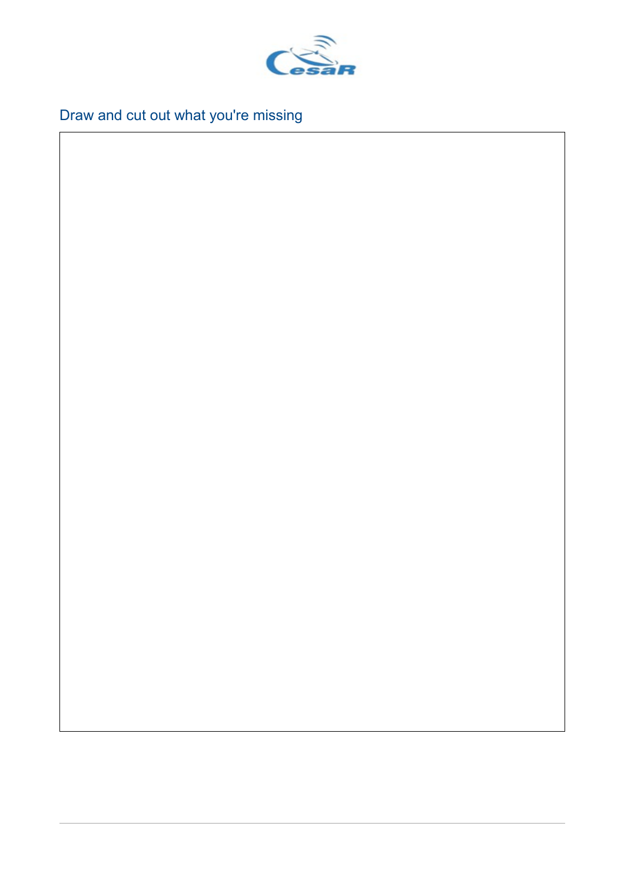## Draw and cut out what you're missing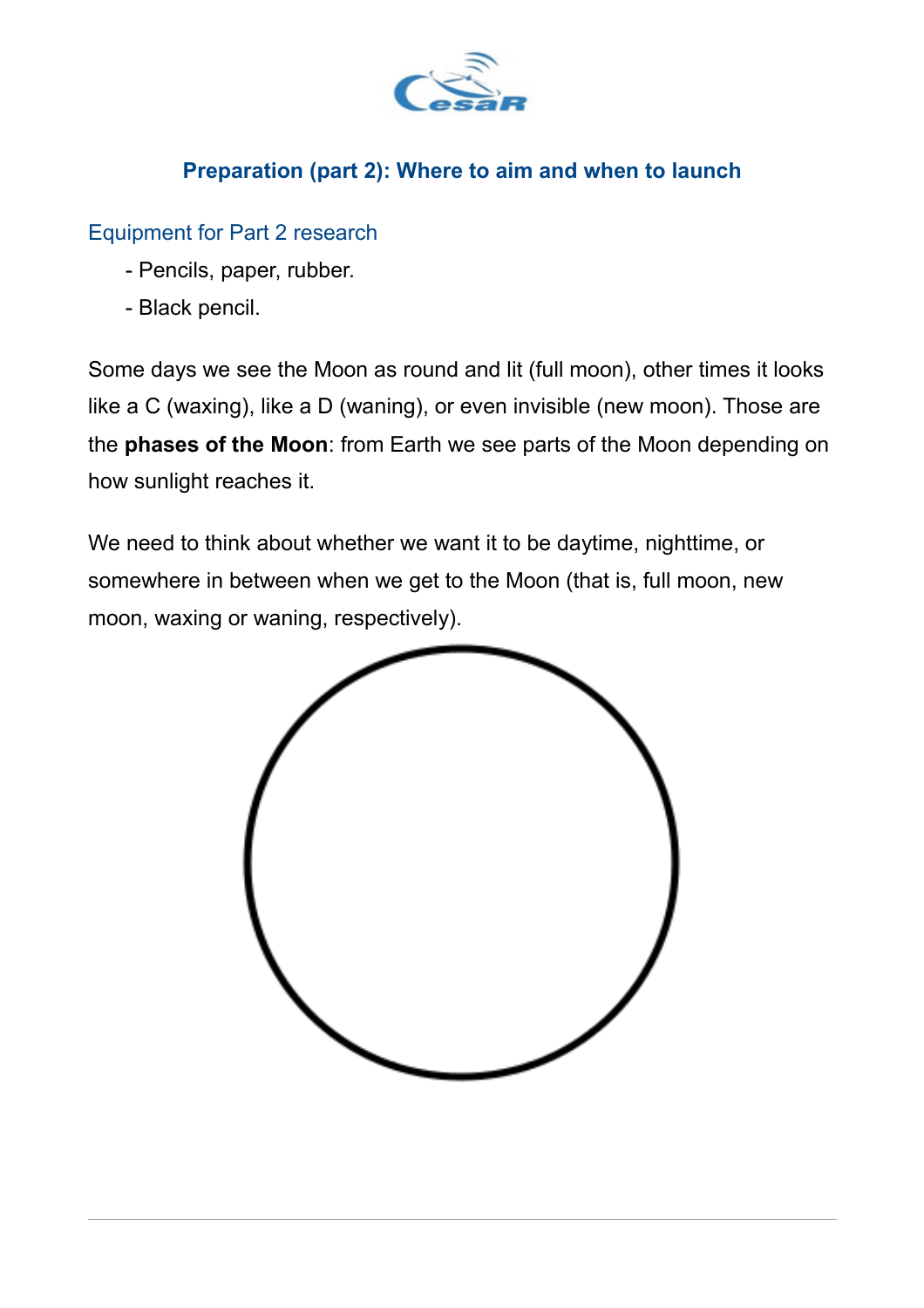## Preparation (part 2): Where to aim and when to launch

### Equipment for Part 2 research

- Pencils, paper, rubber.
- Black pencil.

Some days we see the Moon as round and lit (full moon), other times it looks like a C (waxing), like a D (waning), or even invisible (new moon). Those are the **phases of the Moon**: from Earth we see parts of the Moon depending on how sunlight reaches it.

We need to think about whether we want it to be daytime, nighttime, or somewhere in between when we get to the Moon (that is, full moon, new moon, waxing or waning, respectively).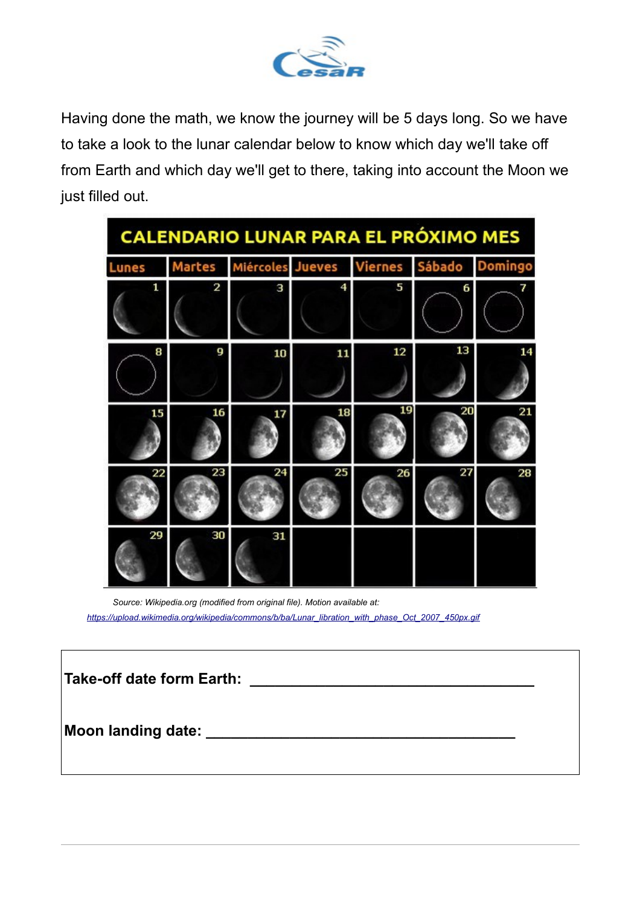Having done the math, we know the journey will be 5 days long. So we have to take a look to the lunar calendar below to know which day we'll take off from Earth and which day we'll get to there, taking into account the Moon we just filled out.

**CALENDARIO LUNAR PARA EL PRÓXIMO MES**

| Lunes | Martes | Miércoles | Jueves | Viernes | Sábado | Domingo |
|---|---|---|---|---|---|---|
| 1 | 2 | 3 | 4 | 5 | 6 | 7 |
| 8 | 9 | 10 | 11 | 12 | 13 | 14 |
| 15 | 16 | 17 | 18 | 19 | 20 | 21 |
| 22 | 23 | 24 | 25 | 26 | 27 | 28 |
| 29 | 30 | 31 | | | | |

*Source: Wikipedia.org (modified from original file). Motion available at:* https://upload.wikimedia.org/wikipedia/commons/b/ba/Lunar_libration_with_phase_Oct_2007_450px.gif

**Take-off date form Earth:** ___________________________________

**Moon landing date:** ______________________________________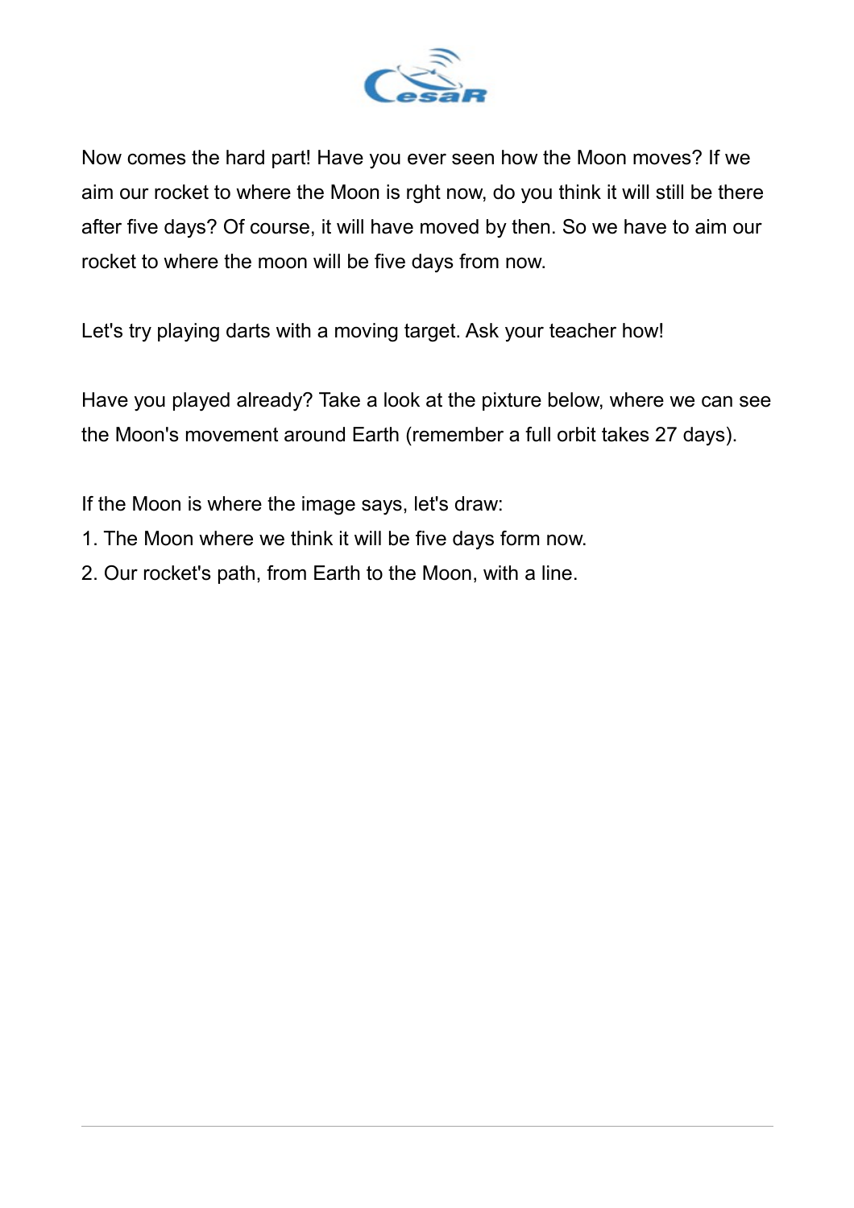Now comes the hard part! Have you ever seen how the Moon moves? If we aim our rocket to where the Moon is rght now, do you think it will still be there after five days? Of course, it will have moved by then. So we have to aim our rocket to where the moon will be five days from now.

Let's try playing darts with a moving target. Ask your teacher how!

Have you played already? Take a look at the pixture below, where we can see the Moon's movement around Earth (remember a full orbit takes 27 days).

If the Moon is where the image says, let's draw:

1. The Moon where we think it will be five days form now.
2. Our rocket's path, from Earth to the Moon, with a line.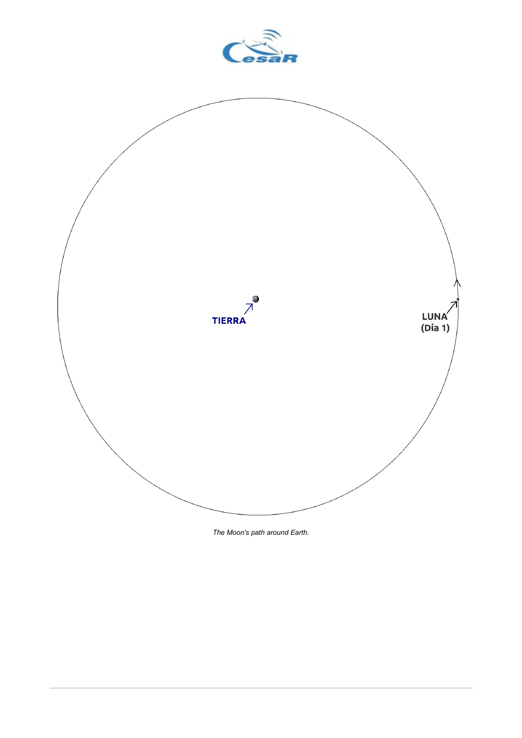TIERRA

LUNA
(Día 1)

*The Moon's path around Earth.*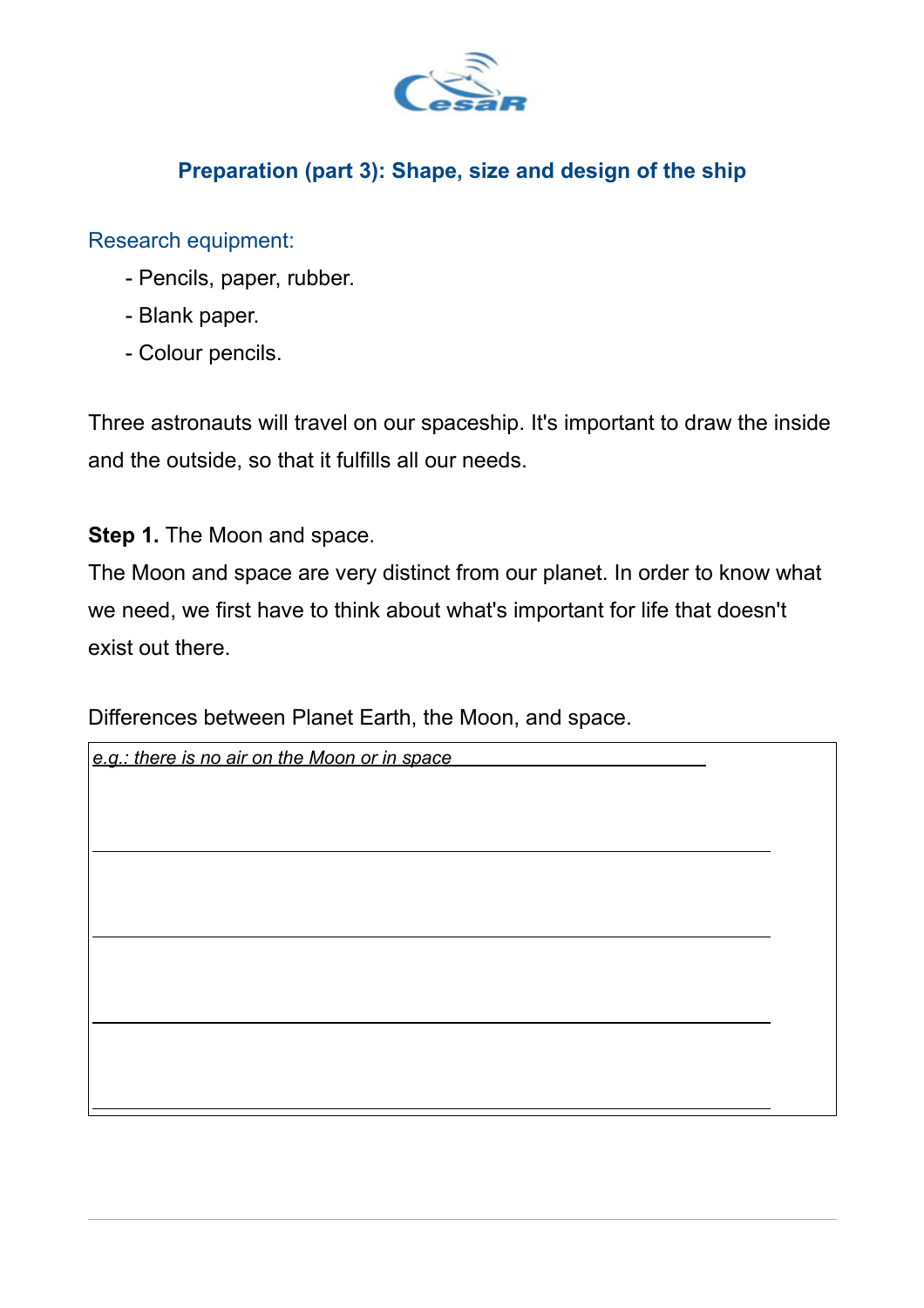## Preparation (part 3): Shape, size and design of the ship

### Research equipment:

- Pencils, paper, rubber.
- Blank paper.
- Colour pencils.

Three astronauts will travel on our spaceship. It's important to draw the inside and the outside, so that it fulfills all our needs.

**Step 1.** The Moon and space.

The Moon and space are very distinct from our planet. In order to know what we need, we first have to think about what's important for life that doesn't exist out there.

Differences between Planet Earth, the Moon, and space.

| *e.g.: there is no air on the Moon or in space* |
| --- |
| |
| |
| |
| |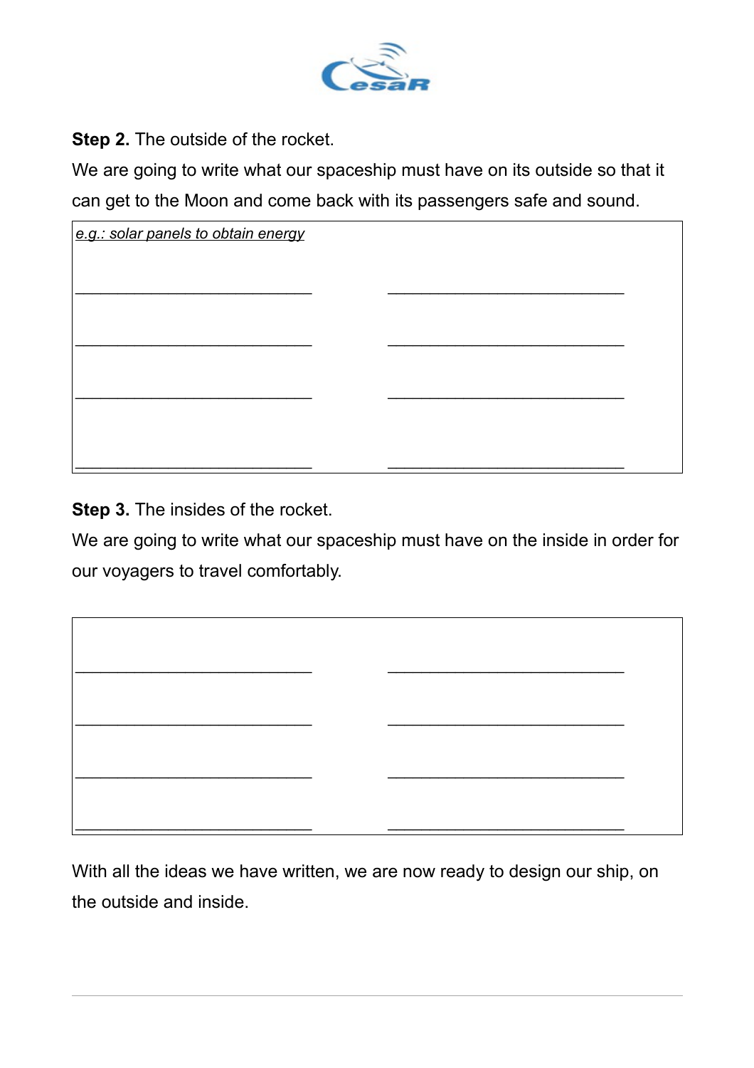**Step 2.** The outside of the rocket.

We are going to write what our spaceship must have on its outside so that it can get to the Moon and come back with its passengers safe and sound.

| | |
|---|---|
| *e.g.: solar panels to obtain energy* | |
| ___________________________ | ___________________________ |
| ___________________________ | ___________________________ |
| ___________________________ | ___________________________ |
| ___________________________ | ___________________________ |

**Step 3.** The insides of the rocket.

We are going to write what our spaceship must have on the inside in order for our voyagers to travel comfortably.

| | |
|---|---|
| ___________________________ | ___________________________ |
| ___________________________ | ___________________________ |
| ___________________________ | ___________________________ |
| ___________________________ | ___________________________ |

With all the ideas we have written, we are now ready to design our ship, on the outside and inside.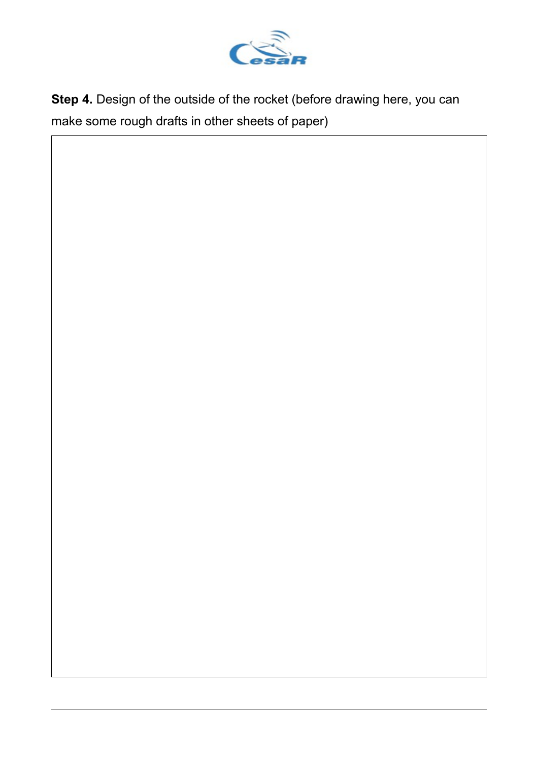**Step 4.** Design of the outside of the rocket (before drawing here, you can make some rough drafts in other sheets of paper)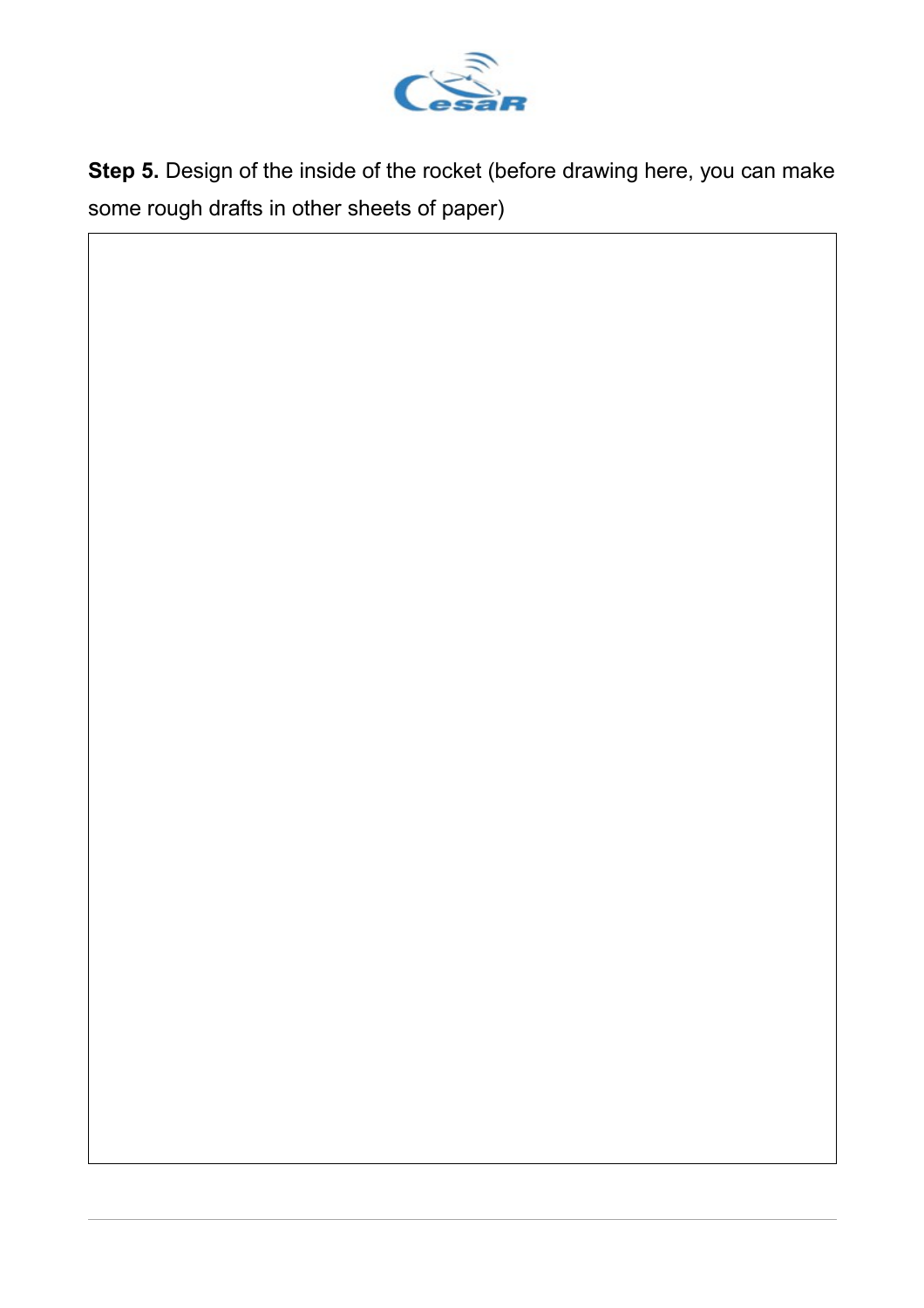**Step 5.** Design of the inside of the rocket (before drawing here, you can make some rough drafts in other sheets of paper)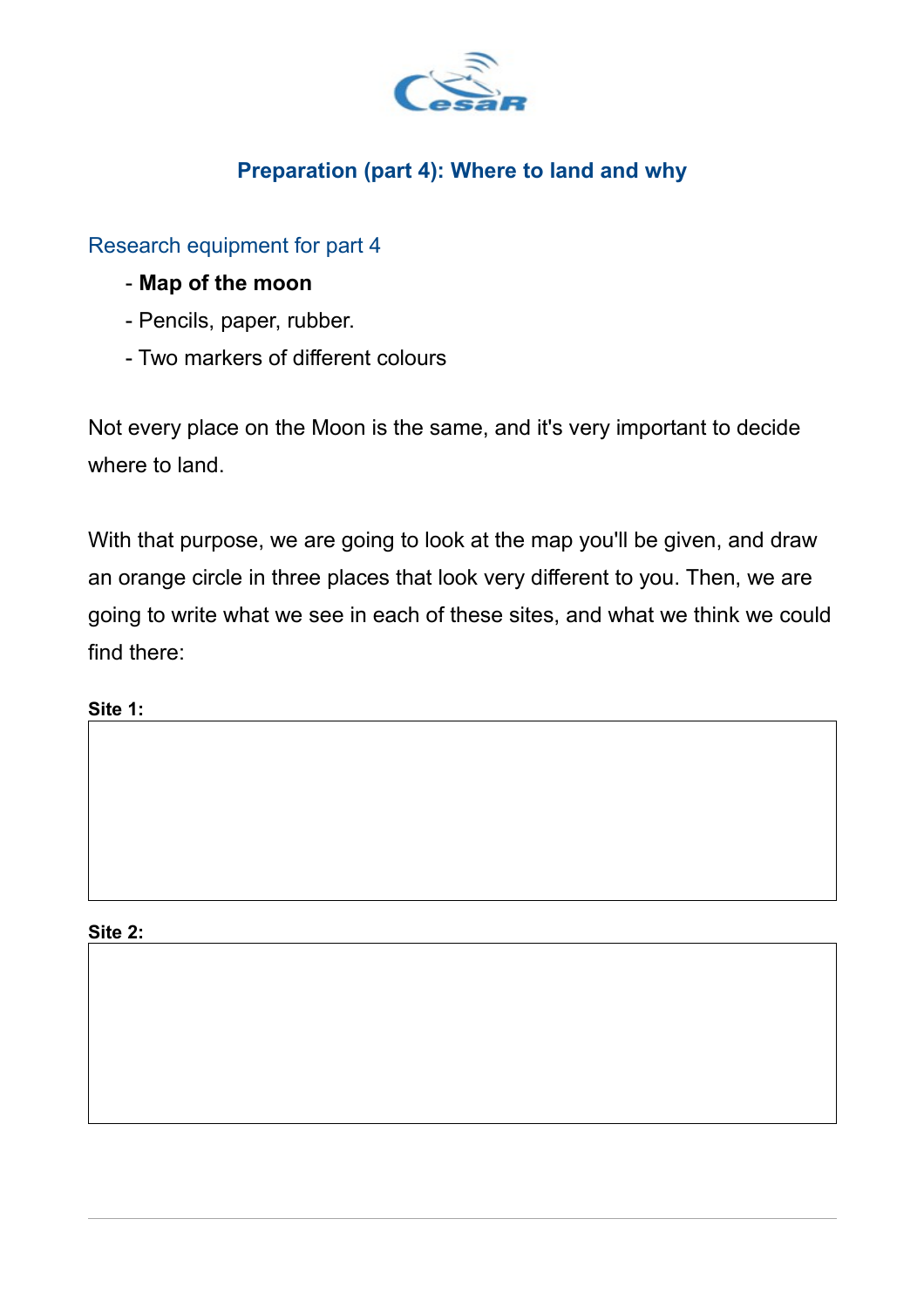## Preparation (part 4): Where to land and why

### Research equipment for part 4

- **Map of the moon**
- Pencils, paper, rubber.
- Two markers of different colours

Not every place on the Moon is the same, and it's very important to decide where to land.

With that purpose, we are going to look at the map you'll be given, and draw an orange circle in three places that look very different to you. Then, we are going to write what we see in each of these sites, and what we think we could find there:

**Site 1:**

| |
|---|
| |

**Site 2:**

| |
|---|
| |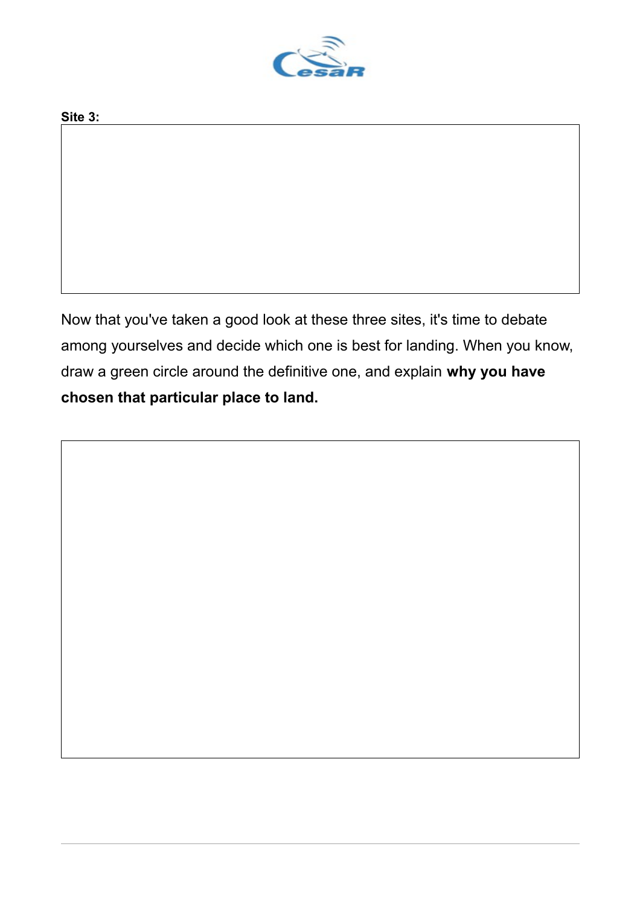**Site 3:**

Now that you've taken a good look at these three sites, it's time to debate among yourselves and decide which one is best for landing. When you know, draw a green circle around the definitive one, and explain **why you have chosen that particular place to land.**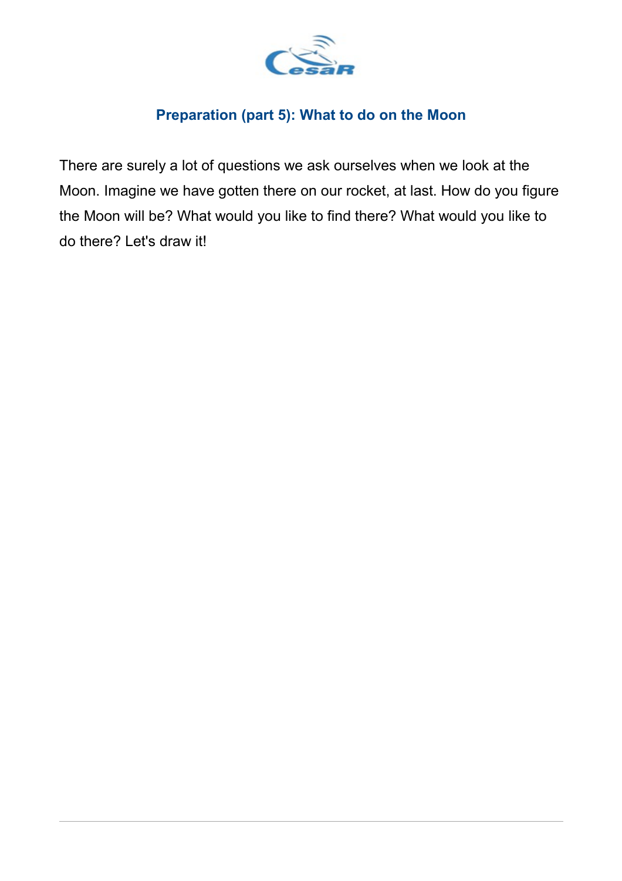## Preparation (part 5): What to do on the Moon

There are surely a lot of questions we ask ourselves when we look at the Moon. Imagine we have gotten there on our rocket, at last. How do you figure the Moon will be? What would you like to find there? What would you like to do there? Let's draw it!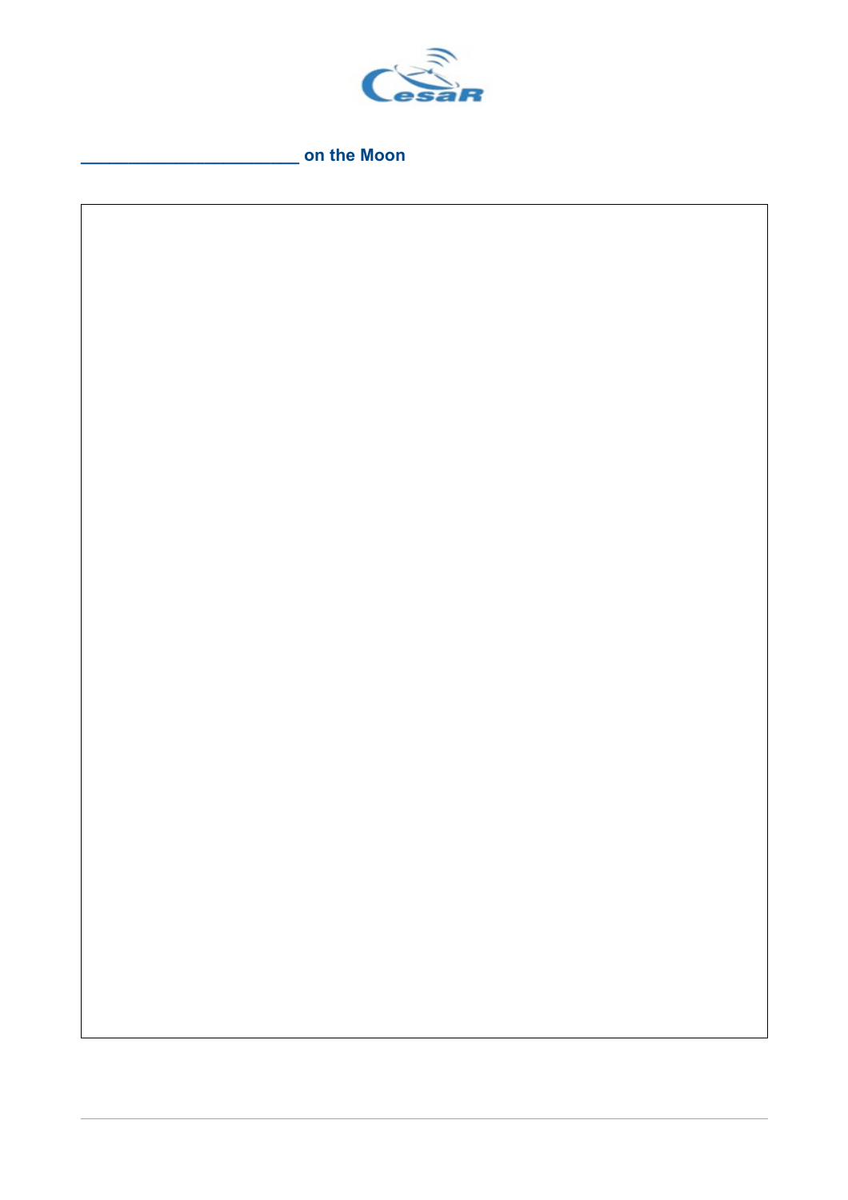**_______________________ on the Moon**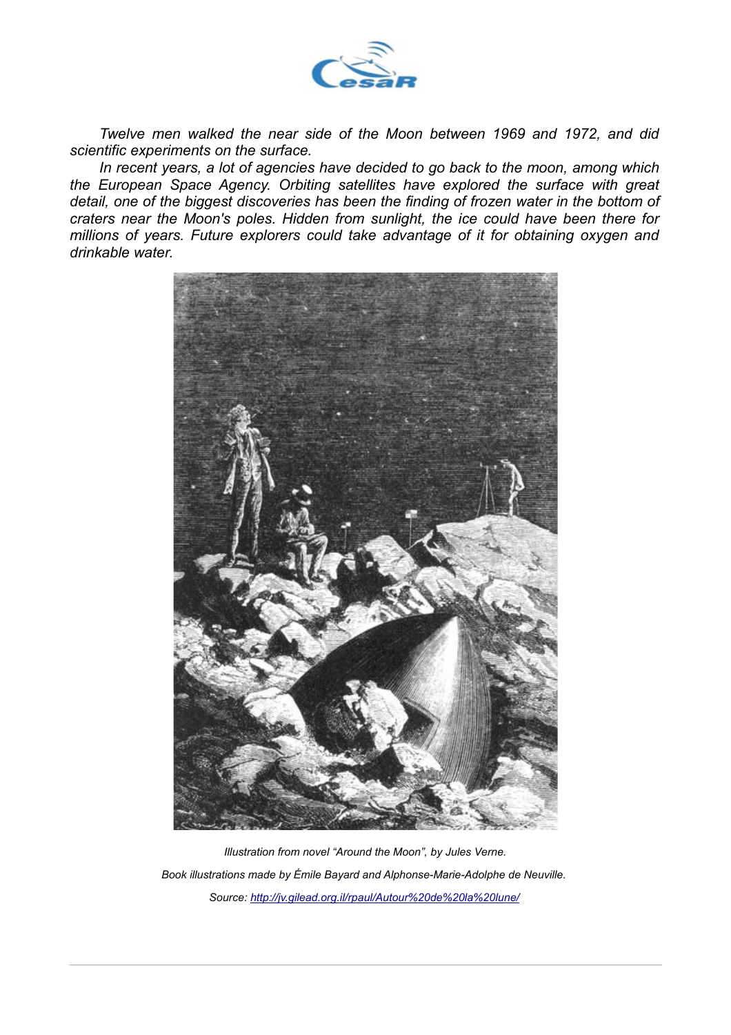*Twelve men walked the near side of the Moon between 1969 and 1972, and did scientific experiments on the surface.*

*In recent years, a lot of agencies have decided to go back to the moon, among which the European Space Agency. Orbiting satellites have explored the surface with great detail, one of the biggest discoveries has been the finding of frozen water in the bottom of craters near the Moon's poles. Hidden from sunlight, the ice could have been there for millions of years. Future explorers could take advantage of it for obtaining oxygen and drinkable water.*

*Illustration from novel "Around the Moon", by Jules Verne.*

*Book illustrations made by Émile Bayard and Alphonse-Marie-Adolphe de Neuville.*

*Source: [http://jv.gilead.org.il/rpaul/Autour%20de%20la%20lune/](http://jv.gilead.org.il/rpaul/Autour%20de%20la%20lune/)*